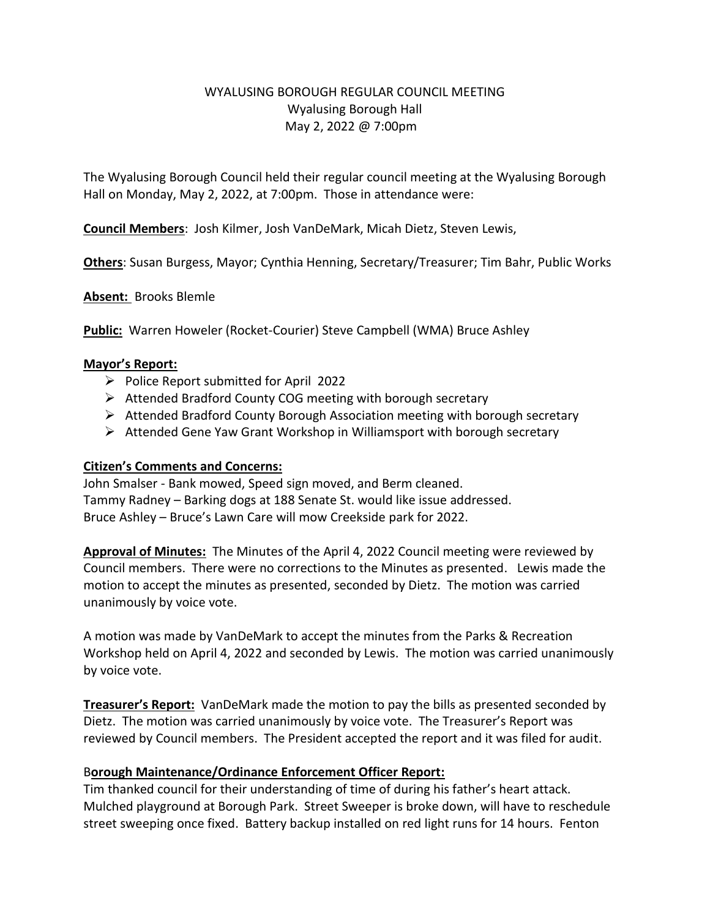# WYALUSING BOROUGH REGULAR COUNCIL MEETING
Wyalusing Borough Hall
May 2, 2022 @ 7:00pm

The Wyalusing Borough Council held their regular council meeting at the Wyalusing Borough Hall on Monday, May 2, 2022, at 7:00pm. Those in attendance were:

**Council Members**: Josh Kilmer, Josh VanDeMark, Micah Dietz, Steven Lewis,

**Others**: Susan Burgess, Mayor; Cynthia Henning, Secretary/Treasurer; Tim Bahr, Public Works

**Absent:** Brooks Blemle

**Public:** Warren Howeler (Rocket-Courier) Steve Campbell (WMA) Bruce Ashley

**Mayor's Report:**

- Police Report submitted for April 2022
- Attended Bradford County COG meeting with borough secretary
- Attended Bradford County Borough Association meeting with borough secretary
- Attended Gene Yaw Grant Workshop in Williamsport with borough secretary

**Citizen's Comments and Concerns:**

John Smalser - Bank mowed, Speed sign moved, and Berm cleaned.
Tammy Radney – Barking dogs at 188 Senate St. would like issue addressed.
Bruce Ashley – Bruce's Lawn Care will mow Creekside park for 2022.

**Approval of Minutes:** The Minutes of the April 4, 2022 Council meeting were reviewed by Council members. There were no corrections to the Minutes as presented. Lewis made the motion to accept the minutes as presented, seconded by Dietz. The motion was carried unanimously by voice vote.

A motion was made by VanDeMark to accept the minutes from the Parks & Recreation Workshop held on April 4, 2022 and seconded by Lewis. The motion was carried unanimously by voice vote.

**Treasurer's Report:** VanDeMark made the motion to pay the bills as presented seconded by Dietz. The motion was carried unanimously by voice vote. The Treasurer's Report was reviewed by Council members. The President accepted the report and it was filed for audit.

**Borough Maintenance/Ordinance Enforcement Officer Report:**

Tim thanked council for their understanding of time of during his father's heart attack. Mulched playground at Borough Park. Street Sweeper is broke down, will have to reschedule street sweeping once fixed. Battery backup installed on red light runs for 14 hours. Fenton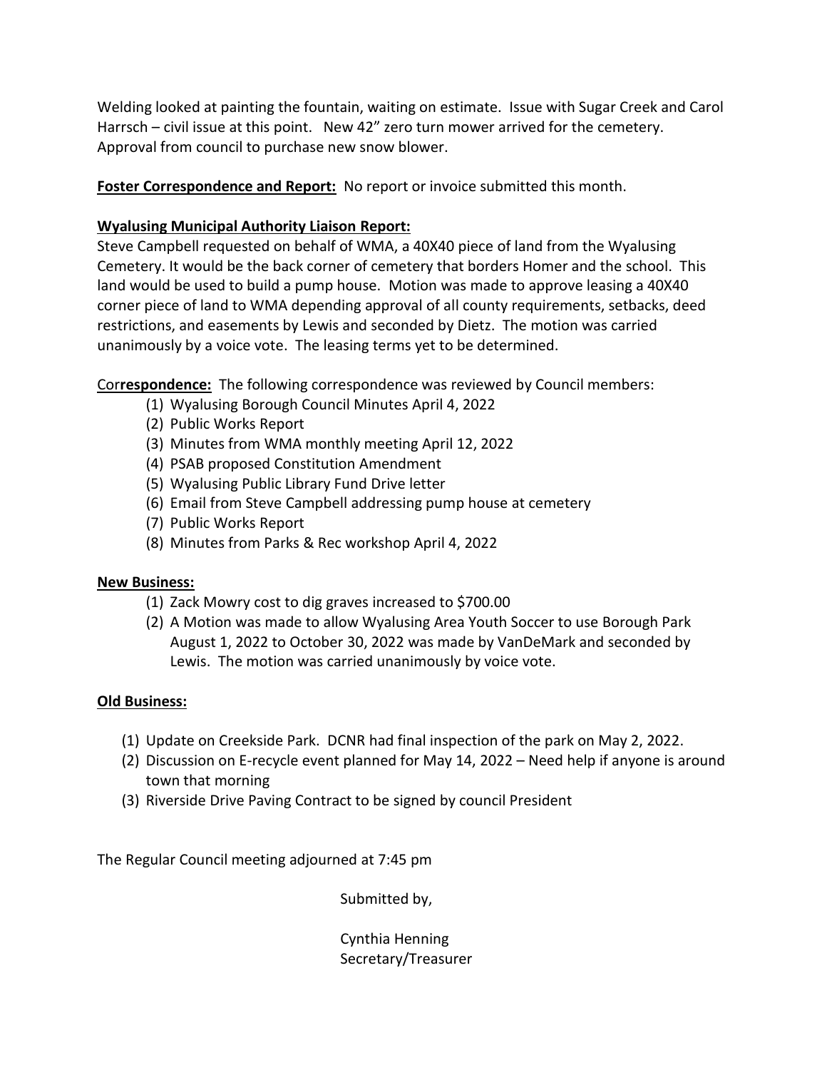Welding looked at painting the fountain, waiting on estimate. Issue with Sugar Creek and Carol Harrsch – civil issue at this point. New 42" zero turn mower arrived for the cemetery. Approval from council to purchase new snow blower.

**Foster Correspondence and Report:** No report or invoice submitted this month.

**Wyalusing Municipal Authority Liaison Report:**
Steve Campbell requested on behalf of WMA, a 40X40 piece of land from the Wyalusing Cemetery. It would be the back corner of cemetery that borders Homer and the school. This land would be used to build a pump house. Motion was made to approve leasing a 40X40 corner piece of land to WMA depending approval of all county requirements, setbacks, deed restrictions, and easements by Lewis and seconded by Dietz. The motion was carried unanimously by a voice vote. The leasing terms yet to be determined.

Cor**respondence:** The following correspondence was reviewed by Council members:

1. Wyalusing Borough Council Minutes April 4, 2022
2. Public Works Report
3. Minutes from WMA monthly meeting April 12, 2022
4. PSAB proposed Constitution Amendment
5. Wyalusing Public Library Fund Drive letter
6. Email from Steve Campbell addressing pump house at cemetery
7. Public Works Report
8. Minutes from Parks & Rec workshop April 4, 2022

**New Business:**

1. Zack Mowry cost to dig graves increased to $700.00
2. A Motion was made to allow Wyalusing Area Youth Soccer to use Borough Park August 1, 2022 to October 30, 2022 was made by VanDeMark and seconded by Lewis. The motion was carried unanimously by voice vote.

**Old Business:**

1. Update on Creekside Park. DCNR had final inspection of the park on May 2, 2022.
2. Discussion on E-recycle event planned for May 14, 2022 – Need help if anyone is around town that morning
3. Riverside Drive Paving Contract to be signed by council President

The Regular Council meeting adjourned at 7:45 pm

Submitted by,

Cynthia Henning
Secretary/Treasurer